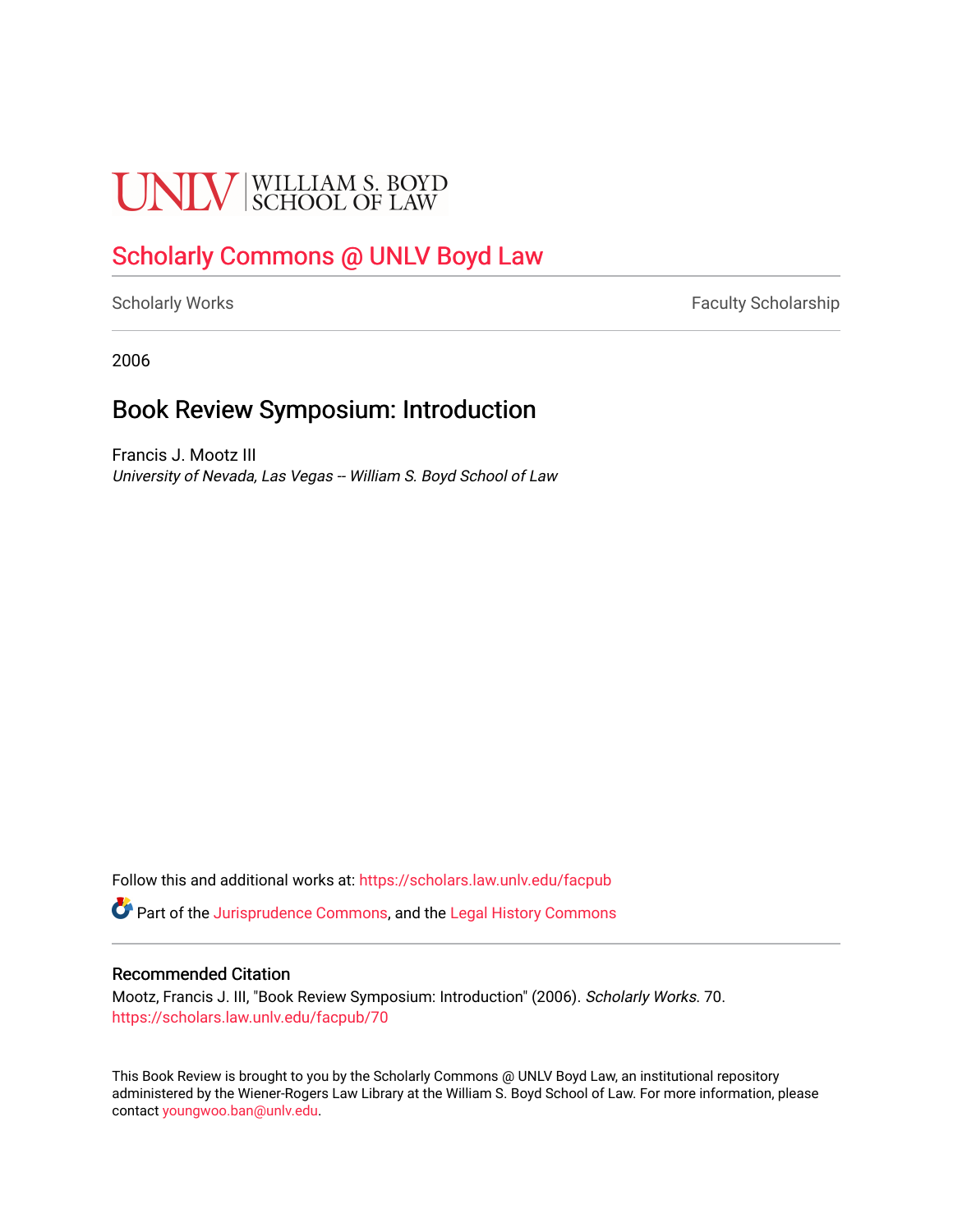UNLV | WILLIAM S. BOYD SCHOOL OF LAW

## Scholarly Commons @ UNLV Boyd Law

Scholarly Works | Faculty Scholarship

2006

# Book Review Symposium: Introduction

Francis J. Mootz III
*University of Nevada, Las Vegas -- William S. Boyd School of Law*

Follow this and additional works at: https://scholars.law.unlv.edu/facpub

Part of the Jurisprudence Commons, and the Legal History Commons

### Recommended Citation

Mootz, Francis J. III, "Book Review Symposium: Introduction" (2006). *Scholarly Works*. 70.
https://scholars.law.unlv.edu/facpub/70

This Book Review is brought to you by the Scholarly Commons @ UNLV Boyd Law, an institutional repository administered by the Wiener-Rogers Law Library at the William S. Boyd School of Law. For more information, please contact youngwoo.ban@unlv.edu.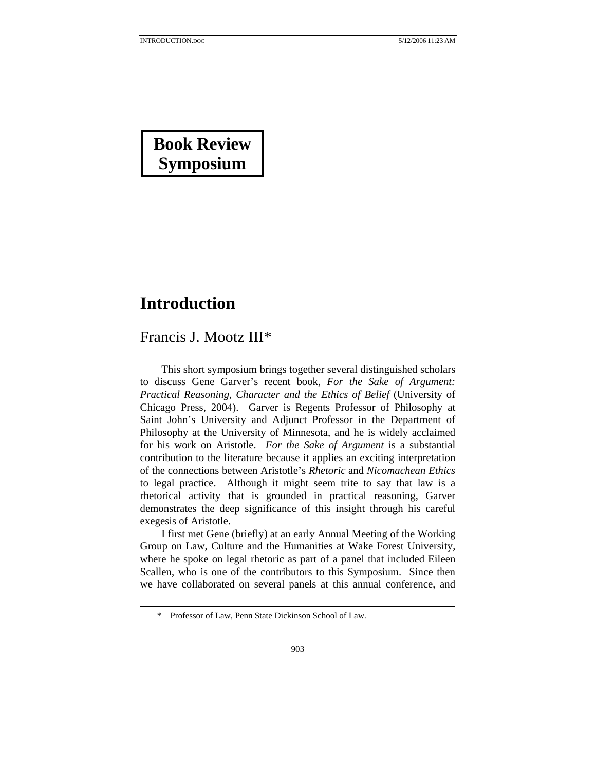# Book Review Symposium

# Introduction

## Francis J. Mootz III*

This short symposium brings together several distinguished scholars to discuss Gene Garver's recent book, *For the Sake of Argument: Practical Reasoning, Character and the Ethics of Belief* (University of Chicago Press, 2004). Garver is Regents Professor of Philosophy at Saint John's University and Adjunct Professor in the Department of Philosophy at the University of Minnesota, and he is widely acclaimed for his work on Aristotle. *For the Sake of Argument* is a substantial contribution to the literature because it applies an exciting interpretation of the connections between Aristotle's *Rhetoric* and *Nicomachean Ethics* to legal practice. Although it might seem trite to say that law is a rhetorical activity that is grounded in practical reasoning, Garver demonstrates the deep significance of this insight through his careful exegesis of Aristotle.

I first met Gene (briefly) at an early Annual Meeting of the Working Group on Law, Culture and the Humanities at Wake Forest University, where he spoke on legal rhetoric as part of a panel that included Eileen Scallen, who is one of the contributors to this Symposium. Since then we have collaborated on several panels at this annual conference, and

---

\* Professor of Law, Penn State Dickinson School of Law.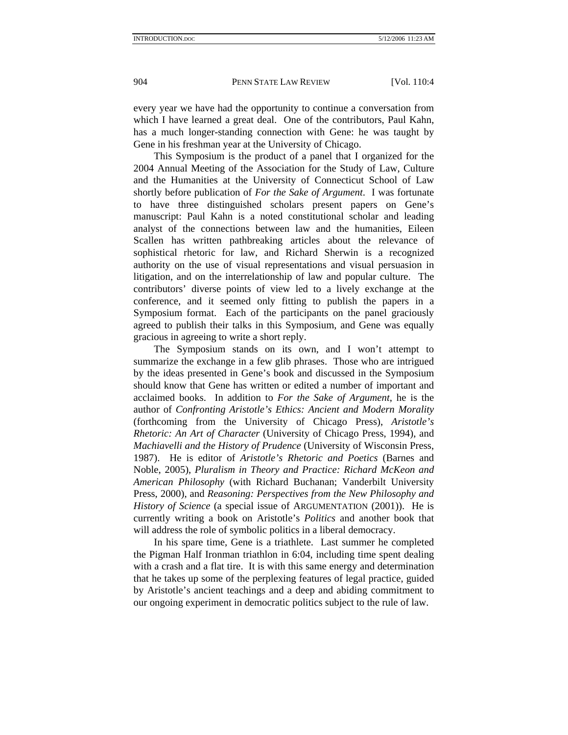every year we have had the opportunity to continue a conversation from which I have learned a great deal. One of the contributors, Paul Kahn, has a much longer-standing connection with Gene: he was taught by Gene in his freshman year at the University of Chicago.

This Symposium is the product of a panel that I organized for the 2004 Annual Meeting of the Association for the Study of Law, Culture and the Humanities at the University of Connecticut School of Law shortly before publication of *For the Sake of Argument*. I was fortunate to have three distinguished scholars present papers on Gene's manuscript: Paul Kahn is a noted constitutional scholar and leading analyst of the connections between law and the humanities, Eileen Scallen has written pathbreaking articles about the relevance of sophistical rhetoric for law, and Richard Sherwin is a recognized authority on the use of visual representations and visual persuasion in litigation, and on the interrelationship of law and popular culture. The contributors' diverse points of view led to a lively exchange at the conference, and it seemed only fitting to publish the papers in a Symposium format. Each of the participants on the panel graciously agreed to publish their talks in this Symposium, and Gene was equally gracious in agreeing to write a short reply.

The Symposium stands on its own, and I won't attempt to summarize the exchange in a few glib phrases. Those who are intrigued by the ideas presented in Gene's book and discussed in the Symposium should know that Gene has written or edited a number of important and acclaimed books. In addition to *For the Sake of Argument*, he is the author of *Confronting Aristotle's Ethics: Ancient and Modern Morality* (forthcoming from the University of Chicago Press), *Aristotle's Rhetoric: An Art of Character* (University of Chicago Press, 1994), and *Machiavelli and the History of Prudence* (University of Wisconsin Press, 1987). He is editor of *Aristotle's Rhetoric and Poetics* (Barnes and Noble, 2005), *Pluralism in Theory and Practice: Richard McKeon and American Philosophy* (with Richard Buchanan; Vanderbilt University Press, 2000), and *Reasoning: Perspectives from the New Philosophy and History of Science* (a special issue of ARGUMENTATION (2001)). He is currently writing a book on Aristotle's *Politics* and another book that will address the role of symbolic politics in a liberal democracy.

In his spare time, Gene is a triathlete. Last summer he completed the Pigman Half Ironman triathlon in 6:04, including time spent dealing with a crash and a flat tire. It is with this same energy and determination that he takes up some of the perplexing features of legal practice, guided by Aristotle's ancient teachings and a deep and abiding commitment to our ongoing experiment in democratic politics subject to the rule of law.